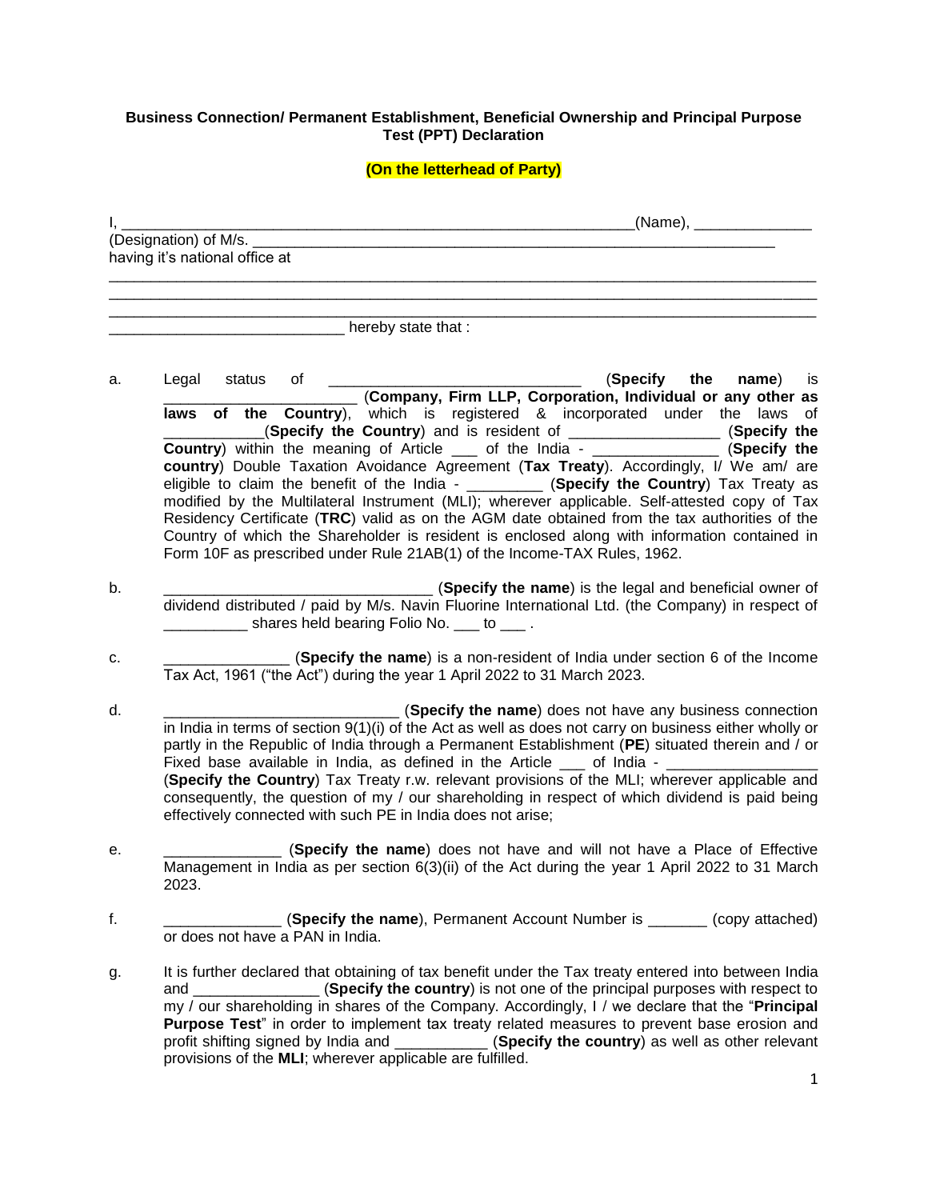**Business Connection/ Permanent Establishment, Beneficial Ownership and Principal Purpose Test (PPT) Declaration**

**(On the letterhead of Party)**

I, ______________________________________________________________(Name), ______________ (Designation) of M/s. _________________________________________________________________ having it's national office at ______________________________________________________________________________________________________________________________________________________________________________________________________________________________________________________________________________________________ hereby state that :

a. Legal status of ______________________________ (**Specify the name**) is _______________________ (**Company, Firm LLP, Corporation, Individual or any other as laws of the Country**), which is registered & incorporated under the laws of ____________(**Specify the Country**) and is resident of _________________ (**Specify the Country**) within the meaning of Article ___ of the India - ______________ (**Specify the country**) Double Taxation Avoidance Agreement (**Tax Treaty**). Accordingly, I/ We am/ are eligible to claim the benefit of the India - _________ (**Specify the Country**) Tax Treaty as modified by the Multilateral Instrument (MLI); wherever applicable. Self-attested copy of Tax Residency Certificate (**TRC**) valid as on the AGM date obtained from the tax authorities of the Country of which the Shareholder is resident is enclosed along with information contained in Form 10F as prescribed under Rule 21AB(1) of the Income-TAX Rules, 1962.

b. ________________________________ (**Specify the name**) is the legal and beneficial owner of dividend distributed / paid by M/s. Navin Fluorine International Ltd. (the Company) in respect of __________ shares held bearing Folio No. ___ to ___ .

c. _______________ (**Specify the name**) is a non-resident of India under section 6 of the Income Tax Act, 1961 ("the Act") during the year 1 April 2022 to 31 March 2023.

d. ____________________________ (**Specify the name**) does not have any business connection in India in terms of section 9(1)(i) of the Act as well as does not carry on business either wholly or partly in the Republic of India through a Permanent Establishment (**PE**) situated therein and / or Fixed base available in India, as defined in the Article ___ of India - _________________ (**Specify the Country**) Tax Treaty r.w. relevant provisions of the MLI; wherever applicable and consequently, the question of my / our shareholding in respect of which dividend is paid being effectively connected with such PE in India does not arise;

e. ______________ (**Specify the name**) does not have and will not have a Place of Effective Management in India as per section 6(3)(ii) of the Act during the year 1 April 2022 to 31 March 2023.

f. ______________ (**Specify the name**), Permanent Account Number is _______ (copy attached) or does not have a PAN in India.

g. It is further declared that obtaining of tax benefit under the Tax treaty entered into between India and _______________ (**Specify the country**) is not one of the principal purposes with respect to my / our shareholding in shares of the Company. Accordingly, I / we declare that the "**Principal Purpose Test**" in order to implement tax treaty related measures to prevent base erosion and profit shifting signed by India and ___________ (**Specify the country**) as well as other relevant provisions of the **MLI**; wherever applicable are fulfilled.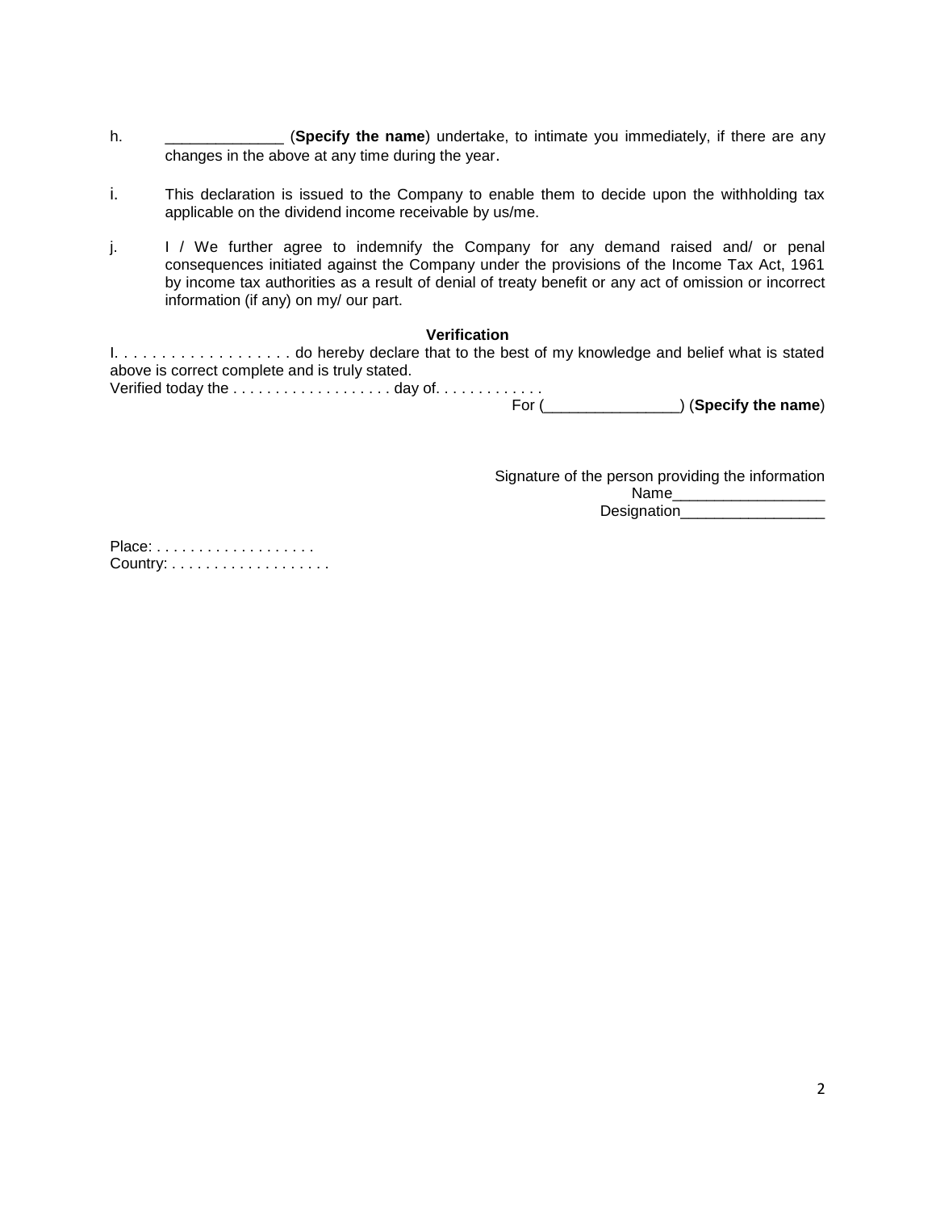h. ______________ (**Specify the name**) undertake, to intimate you immediately, if there are any changes in the above at any time during the year.

i. This declaration is issued to the Company to enable them to decide upon the withholding tax applicable on the dividend income receivable by us/me.

j. I / We further agree to indemnify the Company for any demand raised and/ or penal consequences initiated against the Company under the provisions of the Income Tax Act, 1961 by income tax authorities as a result of denial of treaty benefit or any act of omission or incorrect information (if any) on my/ our part.

**Verification**

I. . . . . . . . . . . . . . . . . . . do hereby declare that to the best of my knowledge and belief what is stated above is correct complete and is truly stated.

Verified today the . . . . . . . . . . . . . . . . . . . day of. . . . . . . . . . . . .

For (________________) (**Specify the name**)

Signature of the person providing the information

Name__________________

Designation_________________

Place: . . . . . . . . . . . . . . . . . . .

Country: . . . . . . . . . . . . . . . . . . .